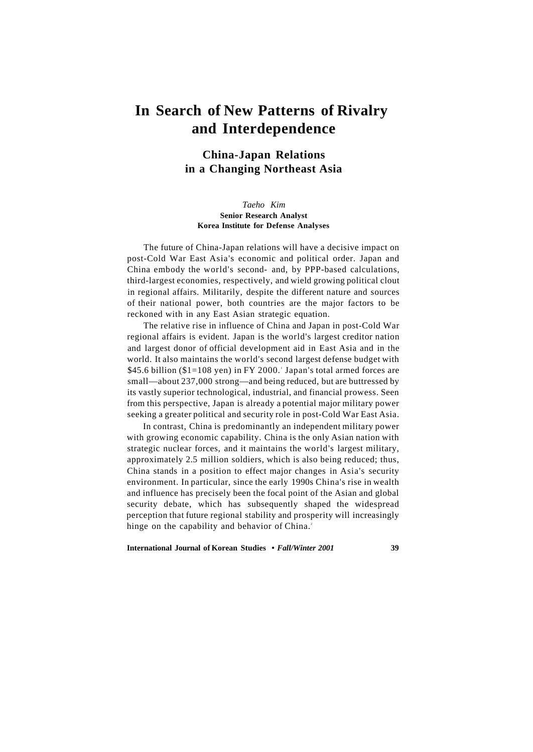# In Search of New Patterns of Rivalry and Interdependence

## China-Japan Relations in a Changing Northeast Asia

*Taeho Kim*
**Senior Research Analyst**
**Korea Institute for Defense Analyses**

The future of China-Japan relations will have a decisive impact on post-Cold War East Asia's economic and political order. Japan and China embody the world's second- and, by PPP-based calculations, third-largest economies, respectively, and wield growing political clout in regional affairs. Militarily, despite the different nature and sources of their national power, both countries are the major factors to be reckoned with in any East Asian strategic equation.

The relative rise in influence of China and Japan in post-Cold War regional affairs is evident. Japan is the world's largest creditor nation and largest donor of official development aid in East Asia and in the world. It also maintains the world's second largest defense budget with $45.6 billion ($1=108 yen) in FY 2000.[1] Japan's total armed forces are small—about 237,000 strong—and being reduced, but are buttressed by its vastly superior technological, industrial, and financial prowess. Seen from this perspective, Japan is already a potential major military power seeking a greater political and security role in post-Cold War East Asia.

In contrast, China is predominantly an independent military power with growing economic capability. China is the only Asian nation with strategic nuclear forces, and it maintains the world's largest military, approximately 2.5 million soldiers, which is also being reduced; thus, China stands in a position to effect major changes in Asia's security environment. In particular, since the early 1990s China's rise in wealth and influence has precisely been the focal point of the Asian and global security debate, which has subsequently shaped the widespread perception that future regional stability and prosperity will increasingly hinge on the capability and behavior of China.[2]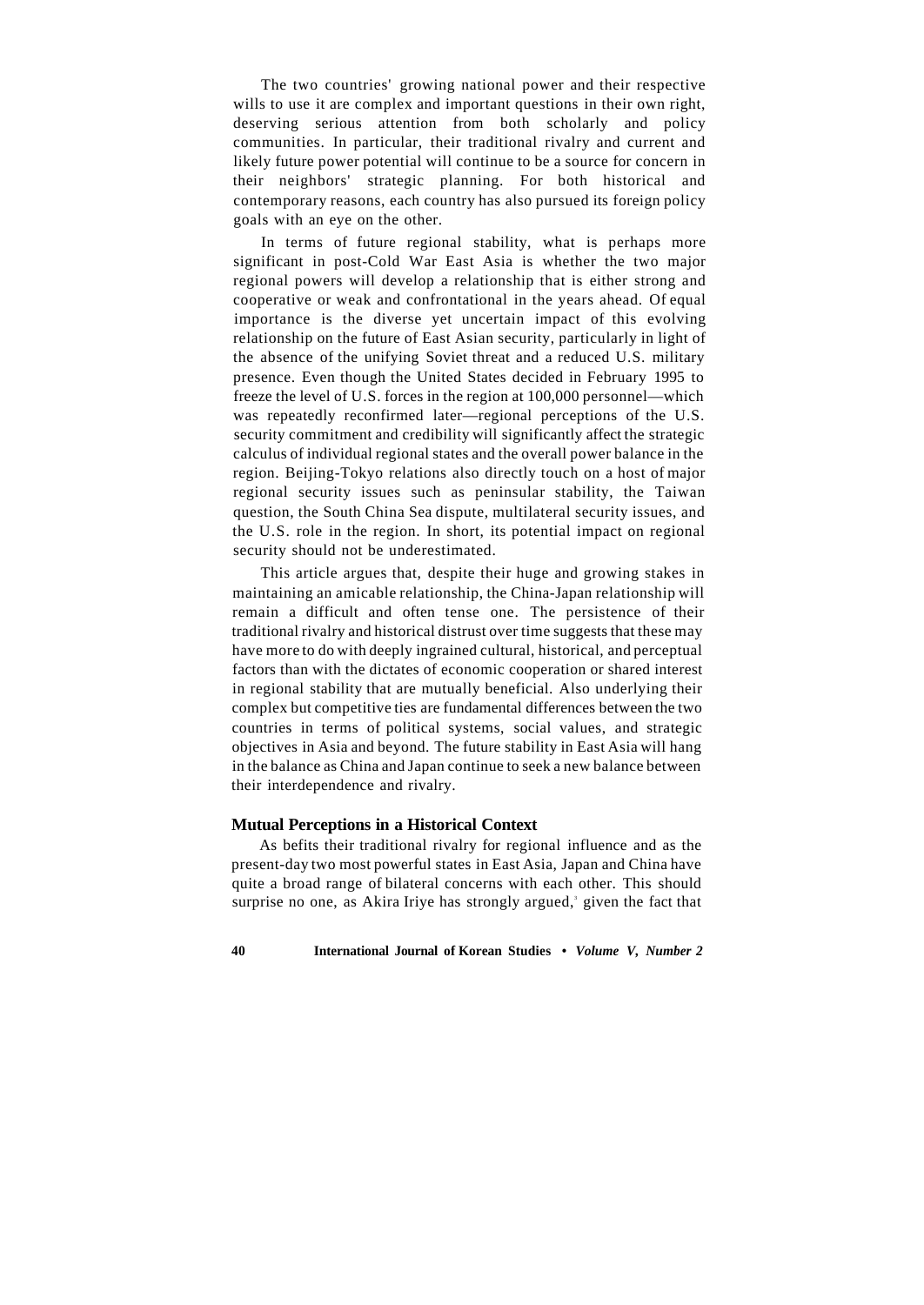The two countries' growing national power and their respective wills to use it are complex and important questions in their own right, deserving serious attention from both scholarly and policy communities. In particular, their traditional rivalry and current and likely future power potential will continue to be a source for concern in their neighbors' strategic planning. For both historical and contemporary reasons, each country has also pursued its foreign policy goals with an eye on the other.

In terms of future regional stability, what is perhaps more significant in post-Cold War East Asia is whether the two major regional powers will develop a relationship that is either strong and cooperative or weak and confrontational in the years ahead. Of equal importance is the diverse yet uncertain impact of this evolving relationship on the future of East Asian security, particularly in light of the absence of the unifying Soviet threat and a reduced U.S. military presence. Even though the United States decided in February 1995 to freeze the level of U.S. forces in the region at 100,000 personnel—which was repeatedly reconfirmed later—regional perceptions of the U.S. security commitment and credibility will significantly affect the strategic calculus of individual regional states and the overall power balance in the region. Beijing-Tokyo relations also directly touch on a host of major regional security issues such as peninsular stability, the Taiwan question, the South China Sea dispute, multilateral security issues, and the U.S. role in the region. In short, its potential impact on regional security should not be underestimated.

This article argues that, despite their huge and growing stakes in maintaining an amicable relationship, the China-Japan relationship will remain a difficult and often tense one. The persistence of their traditional rivalry and historical distrust over time suggests that these may have more to do with deeply ingrained cultural, historical, and perceptual factors than with the dictates of economic cooperation or shared interest in regional stability that are mutually beneficial. Also underlying their complex but competitive ties are fundamental differences between the two countries in terms of political systems, social values, and strategic objectives in Asia and beyond. The future stability in East Asia will hang in the balance as China and Japan continue to seek a new balance between their interdependence and rivalry.

## Mutual Perceptions in a Historical Context

As befits their traditional rivalry for regional influence and as the present-day two most powerful states in East Asia, Japan and China have quite a broad range of bilateral concerns with each other. This should surprise no one, as Akira Iriye has strongly argued,[3] given the fact that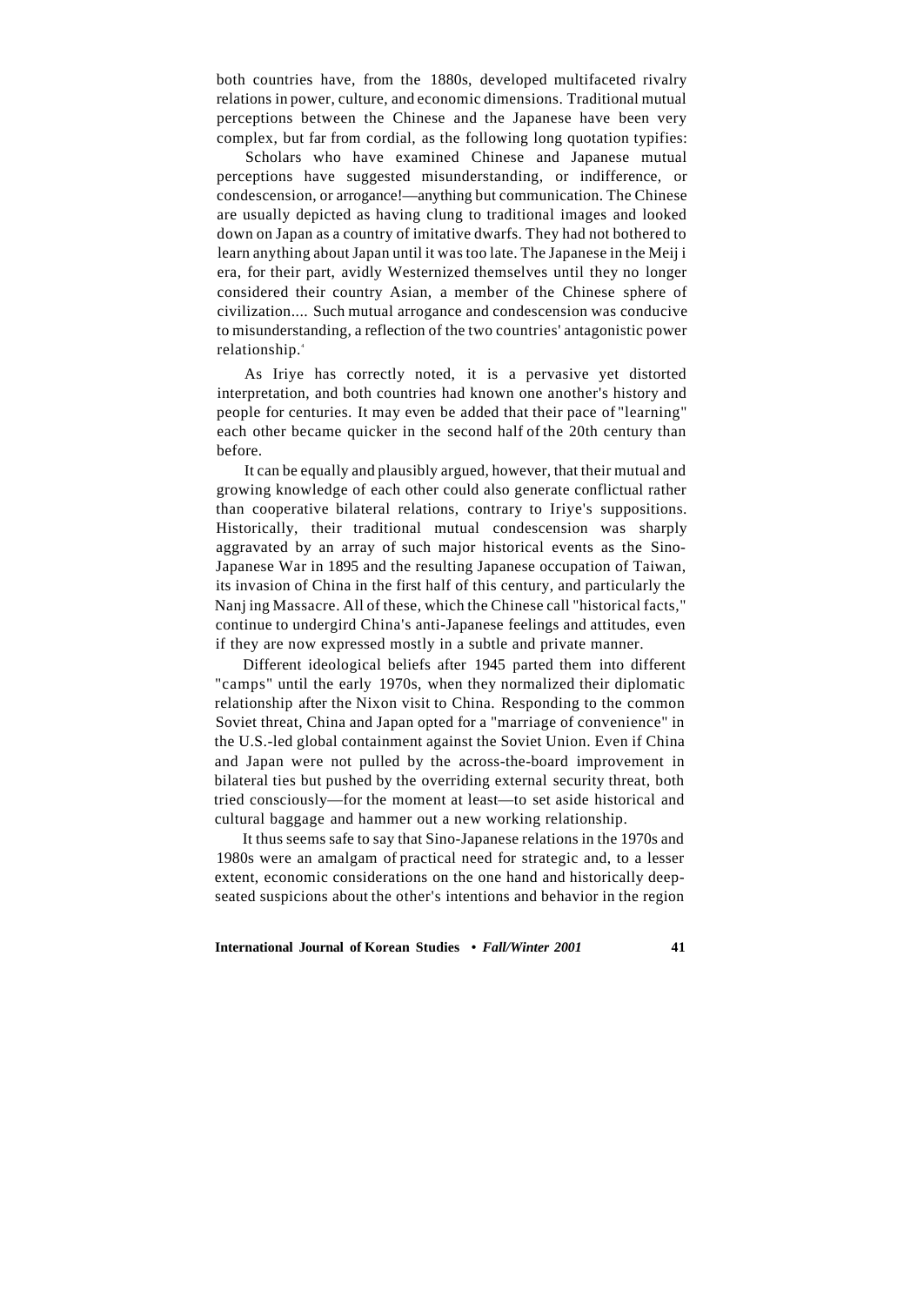both countries have, from the 1880s, developed multifaceted rivalry relations in power, culture, and economic dimensions. Traditional mutual perceptions between the Chinese and the Japanese have been very complex, but far from cordial, as the following long quotation typifies:

> Scholars who have examined Chinese and Japanese mutual perceptions have suggested misunderstanding, or indifference, or condescension, or arrogance!—anything but communication. The Chinese are usually depicted as having clung to traditional images and looked down on Japan as a country of imitative dwarfs. They had not bothered to learn anything about Japan until it was too late. The Japanese in the Meiji era, for their part, avidly Westernized themselves until they no longer considered their country Asian, a member of the Chinese sphere of civilization.... Such mutual arrogance and condescension was conducive to misunderstanding, a reflection of the two countries' antagonistic power relationship.[4]

As Iriye has correctly noted, it is a pervasive yet distorted interpretation, and both countries had known one another's history and people for centuries. It may even be added that their pace of "learning" each other became quicker in the second half of the 20th century than before.

It can be equally and plausibly argued, however, that their mutual and growing knowledge of each other could also generate conflictual rather than cooperative bilateral relations, contrary to Iriye's suppositions. Historically, their traditional mutual condescension was sharply aggravated by an array of such major historical events as the Sino-Japanese War in 1895 and the resulting Japanese occupation of Taiwan, its invasion of China in the first half of this century, and particularly the Nanjing Massacre. All of these, which the Chinese call "historical facts," continue to undergird China's anti-Japanese feelings and attitudes, even if they are now expressed mostly in a subtle and private manner.

Different ideological beliefs after 1945 parted them into different "camps" until the early 1970s, when they normalized their diplomatic relationship after the Nixon visit to China. Responding to the common Soviet threat, China and Japan opted for a "marriage of convenience" in the U.S.-led global containment against the Soviet Union. Even if China and Japan were not pulled by the across-the-board improvement in bilateral ties but pushed by the overriding external security threat, both tried consciously—for the moment at least—to set aside historical and cultural baggage and hammer out a new working relationship.

It thus seems safe to say that Sino-Japanese relations in the 1970s and 1980s were an amalgam of practical need for strategic and, to a lesser extent, economic considerations on the one hand and historically deep-seated suspicions about the other's intentions and behavior in the region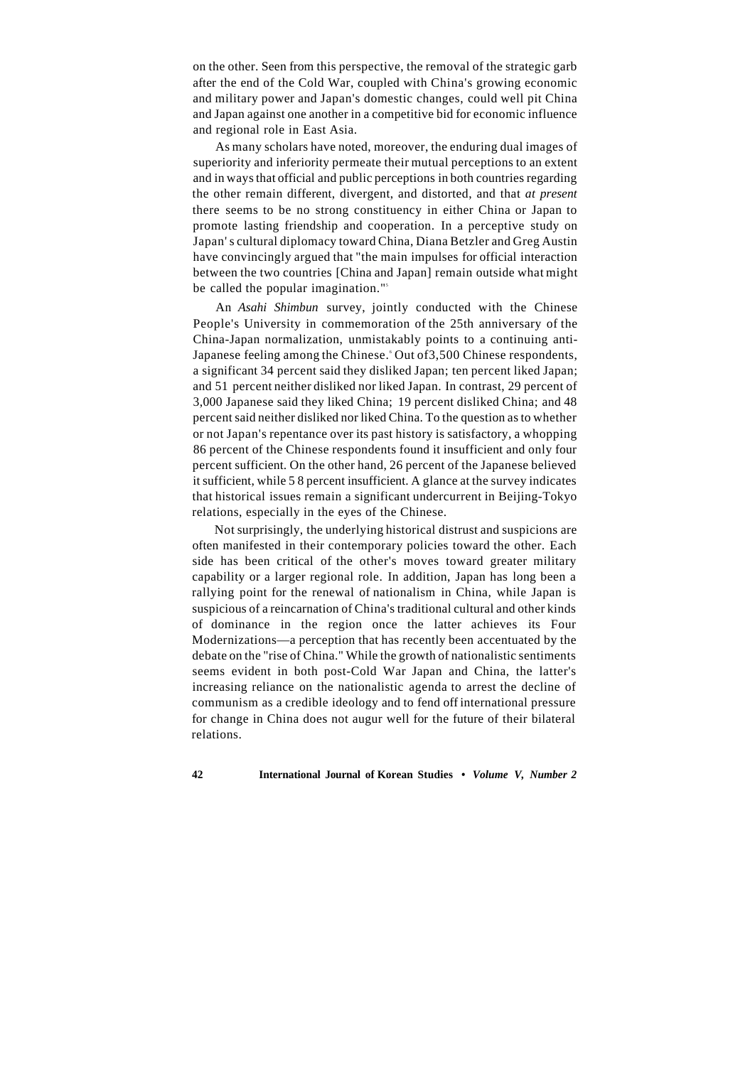on the other. Seen from this perspective, the removal of the strategic garb after the end of the Cold War, coupled with China's growing economic and military power and Japan's domestic changes, could well pit China and Japan against one another in a competitive bid for economic influence and regional role in East Asia.

As many scholars have noted, moreover, the enduring dual images of superiority and inferiority permeate their mutual perceptions to an extent and in ways that official and public perceptions in both countries regarding the other remain different, divergent, and distorted, and that *at present* there seems to be no strong constituency in either China or Japan to promote lasting friendship and cooperation. In a perceptive study on Japan's cultural diplomacy toward China, Diana Betzler and Greg Austin have convincingly argued that "the main impulses for official interaction between the two countries [China and Japan] remain outside what might be called the popular imagination."[5]

An *Asahi Shimbun* survey, jointly conducted with the Chinese People's University in commemoration of the 25th anniversary of the China-Japan normalization, unmistakably points to a continuing anti-Japanese feeling among the Chinese.[6] Out of 3,500 Chinese respondents, a significant 34 percent said they disliked Japan; ten percent liked Japan; and 51 percent neither disliked nor liked Japan. In contrast, 29 percent of 3,000 Japanese said they liked China; 19 percent disliked China; and 48 percent said neither disliked nor liked China. To the question as to whether or not Japan's repentance over its past history is satisfactory, a whopping 86 percent of the Chinese respondents found it insufficient and only four percent sufficient. On the other hand, 26 percent of the Japanese believed it sufficient, while 58 percent insufficient. A glance at the survey indicates that historical issues remain a significant undercurrent in Beijing-Tokyo relations, especially in the eyes of the Chinese.

Not surprisingly, the underlying historical distrust and suspicions are often manifested in their contemporary policies toward the other. Each side has been critical of the other's moves toward greater military capability or a larger regional role. In addition, Japan has long been a rallying point for the renewal of nationalism in China, while Japan is suspicious of a reincarnation of China's traditional cultural and other kinds of dominance in the region once the latter achieves its Four Modernizations—a perception that has recently been accentuated by the debate on the "rise of China." While the growth of nationalistic sentiments seems evident in both post-Cold War Japan and China, the latter's increasing reliance on the nationalistic agenda to arrest the decline of communism as a credible ideology and to fend off international pressure for change in China does not augur well for the future of their bilateral relations.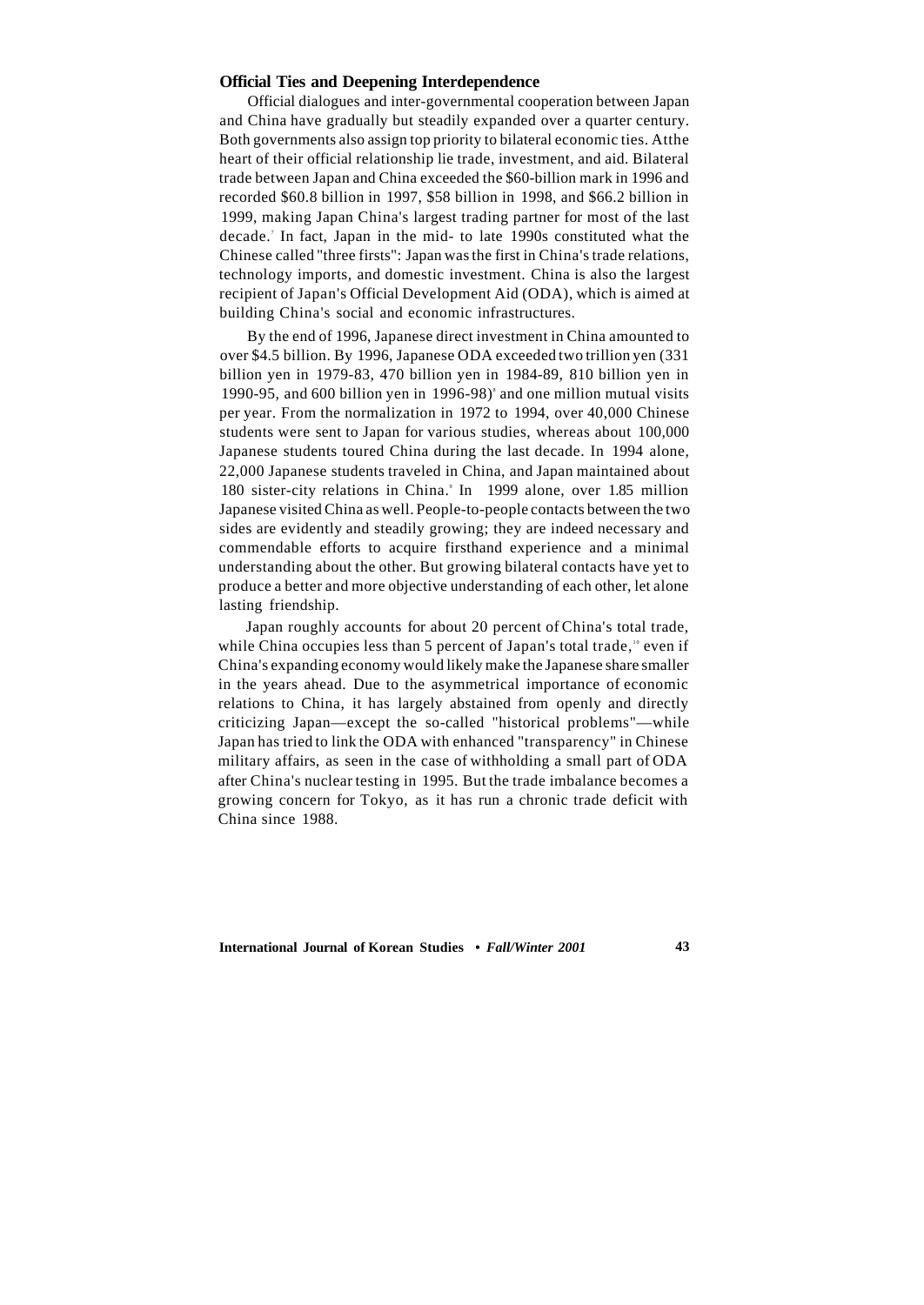### Official Ties and Deepening Interdependence

Official dialogues and inter-governmental cooperation between Japan and China have gradually but steadily expanded over a quarter century. Both governments also assign top priority to bilateral economic ties. Atthe heart of their official relationship lie trade, investment, and aid. Bilateral trade between Japan and China exceeded the $60-billion mark in 1996 and recorded $60.8 billion in 1997, $58 billion in 1998, and $66.2 billion in 1999, making Japan China's largest trading partner for most of the last decade.[7] In fact, Japan in the mid- to late 1990s constituted what the Chinese called "three firsts": Japan was the first in China's trade relations, technology imports, and domestic investment. China is also the largest recipient of Japan's Official Development Aid (ODA), which is aimed at building China's social and economic infrastructures.

By the end of 1996, Japanese direct investment in China amounted to over $4.5 billion. By 1996, Japanese ODA exceeded two trillion yen (331 billion yen in 1979-83, 470 billion yen in 1984-89, 810 billion yen in 1990-95, and 600 billion yen in 1996-98)[8] and one million mutual visits per year. From the normalization in 1972 to 1994, over 40,000 Chinese students were sent to Japan for various studies, whereas about 100,000 Japanese students toured China during the last decade. In 1994 alone, 22,000 Japanese students traveled in China, and Japan maintained about 180 sister-city relations in China.[9] In 1999 alone, over 1.85 million Japanese visited China as well. People-to-people contacts between the two sides are evidently and steadily growing; they are indeed necessary and commendable efforts to acquire firsthand experience and a minimal understanding about the other. But growing bilateral contacts have yet to produce a better and more objective understanding of each other, let alone lasting friendship.

Japan roughly accounts for about 20 percent of China's total trade, while China occupies less than 5 percent of Japan's total trade,[10] even if China's expanding economy would likely make the Japanese share smaller in the years ahead. Due to the asymmetrical importance of economic relations to China, it has largely abstained from openly and directly criticizing Japan—except the so-called "historical problems"—while Japan has tried to link the ODA with enhanced "transparency" in Chinese military affairs, as seen in the case of withholding a small part of ODA after China's nuclear testing in 1995. But the trade imbalance becomes a growing concern for Tokyo, as it has run a chronic trade deficit with China since 1988.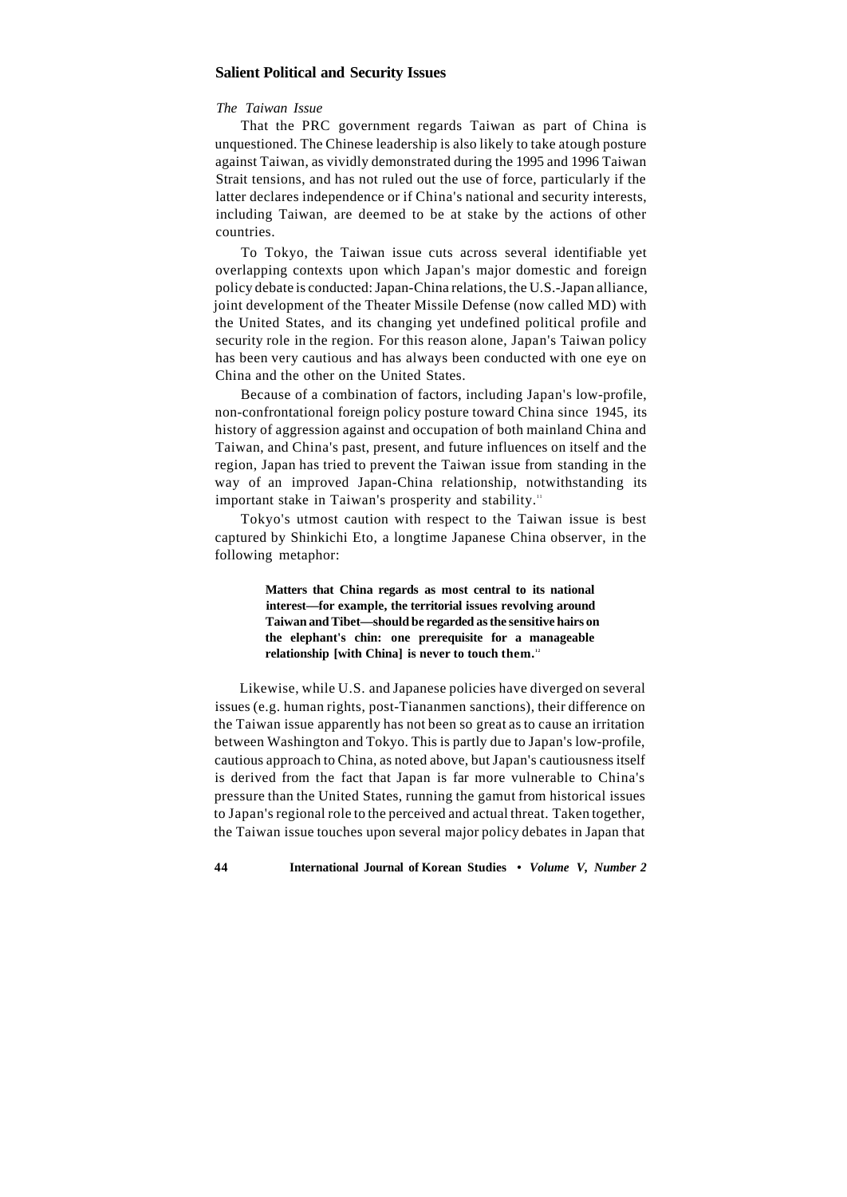## Salient Political and Security Issues

### *The Taiwan Issue*

That the PRC government regards Taiwan as part of China is unquestioned. The Chinese leadership is also likely to take atough posture against Taiwan, as vividly demonstrated during the 1995 and 1996 Taiwan Strait tensions, and has not ruled out the use of force, particularly if the latter declares independence or if China's national and security interests, including Taiwan, are deemed to be at stake by the actions of other countries.

To Tokyo, the Taiwan issue cuts across several identifiable yet overlapping contexts upon which Japan's major domestic and foreign policy debate is conducted: Japan-China relations, the U.S.-Japan alliance, joint development of the Theater Missile Defense (now called MD) with the United States, and its changing yet undefined political profile and security role in the region. For this reason alone, Japan's Taiwan policy has been very cautious and has always been conducted with one eye on China and the other on the United States.

Because of a combination of factors, including Japan's low-profile, non-confrontational foreign policy posture toward China since 1945, its history of aggression against and occupation of both mainland China and Taiwan, and China's past, present, and future influences on itself and the region, Japan has tried to prevent the Taiwan issue from standing in the way of an improved Japan-China relationship, notwithstanding its important stake in Taiwan's prosperity and stability.[11]

Tokyo's utmost caution with respect to the Taiwan issue is best captured by Shinkichi Eto, a longtime Japanese China observer, in the following metaphor:

> **Matters that China regards as most central to its national interest—for example, the territorial issues revolving around Taiwan and Tibet—should be regarded as the sensitive hairs on the elephant's chin: one prerequisite for a manageable relationship [with China] is never to touch them.**[12]

Likewise, while U.S. and Japanese policies have diverged on several issues (e.g. human rights, post-Tiananmen sanctions), their difference on the Taiwan issue apparently has not been so great as to cause an irritation between Washington and Tokyo. This is partly due to Japan's low-profile, cautious approach to China, as noted above, but Japan's cautiousness itself is derived from the fact that Japan is far more vulnerable to China's pressure than the United States, running the gamut from historical issues to Japan's regional role to the perceived and actual threat. Taken together, the Taiwan issue touches upon several major policy debates in Japan that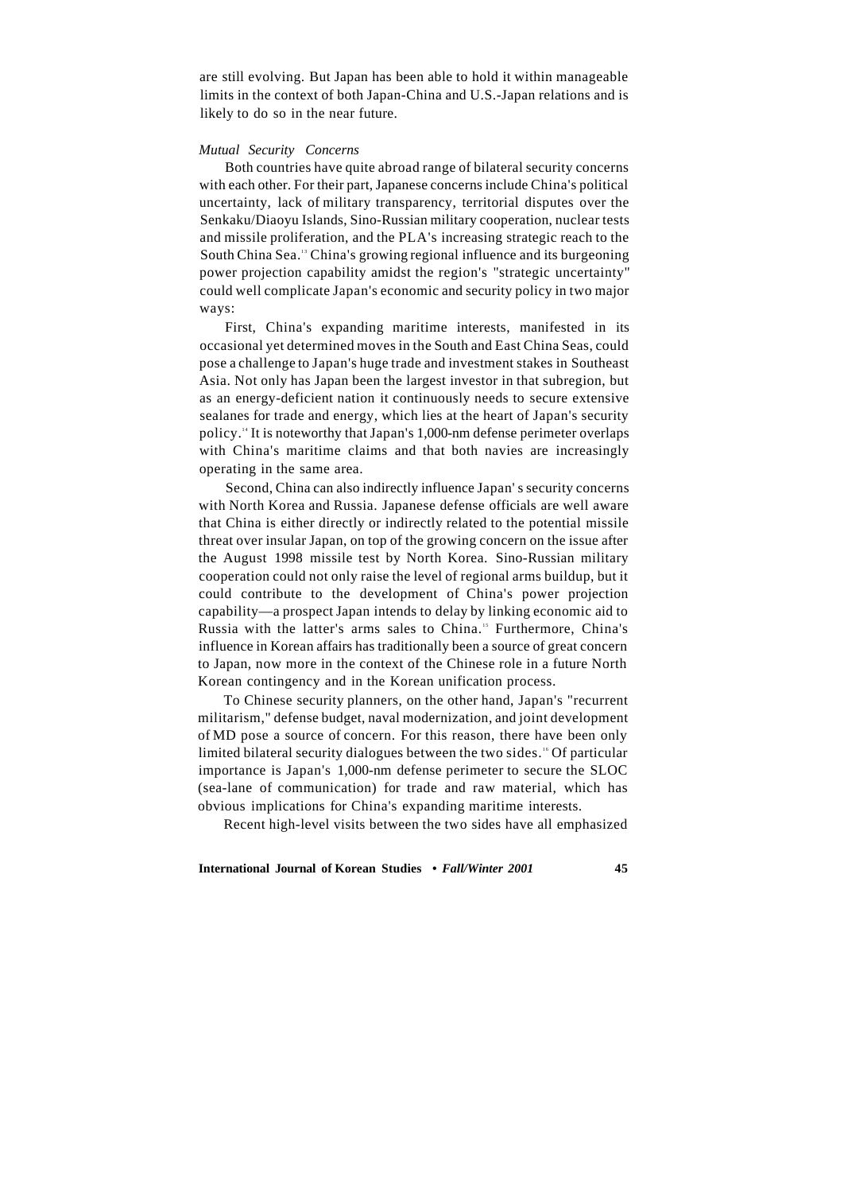are still evolving. But Japan has been able to hold it within manageable limits in the context of both Japan-China and U.S.-Japan relations and is likely to do so in the near future.

*Mutual Security Concerns*

Both countries have quite abroad range of bilateral security concerns with each other. For their part, Japanese concerns include China's political uncertainty, lack of military transparency, territorial disputes over the Senkaku/Diaoyu Islands, Sino-Russian military cooperation, nuclear tests and missile proliferation, and the PLA's increasing strategic reach to the South China Sea.[13] China's growing regional influence and its burgeoning power projection capability amidst the region's "strategic uncertainty" could well complicate Japan's economic and security policy in two major ways:

First, China's expanding maritime interests, manifested in its occasional yet determined moves in the South and East China Seas, could pose a challenge to Japan's huge trade and investment stakes in Southeast Asia. Not only has Japan been the largest investor in that subregion, but as an energy-deficient nation it continuously needs to secure extensive sealanes for trade and energy, which lies at the heart of Japan's security policy.[14] It is noteworthy that Japan's 1,000-nm defense perimeter overlaps with China's maritime claims and that both navies are increasingly operating in the same area.

Second, China can also indirectly influence Japan' s security concerns with North Korea and Russia. Japanese defense officials are well aware that China is either directly or indirectly related to the potential missile threat over insular Japan, on top of the growing concern on the issue after the August 1998 missile test by North Korea. Sino-Russian military cooperation could not only raise the level of regional arms buildup, but it could contribute to the development of China's power projection capability—a prospect Japan intends to delay by linking economic aid to Russia with the latter's arms sales to China.[15] Furthermore, China's influence in Korean affairs has traditionally been a source of great concern to Japan, now more in the context of the Chinese role in a future North Korean contingency and in the Korean unification process.

To Chinese security planners, on the other hand, Japan's "recurrent militarism," defense budget, naval modernization, and joint development of MD pose a source of concern. For this reason, there have been only limited bilateral security dialogues between the two sides.[16] Of particular importance is Japan's 1,000-nm defense perimeter to secure the SLOC (sea-lane of communication) for trade and raw material, which has obvious implications for China's expanding maritime interests.

Recent high-level visits between the two sides have all emphasized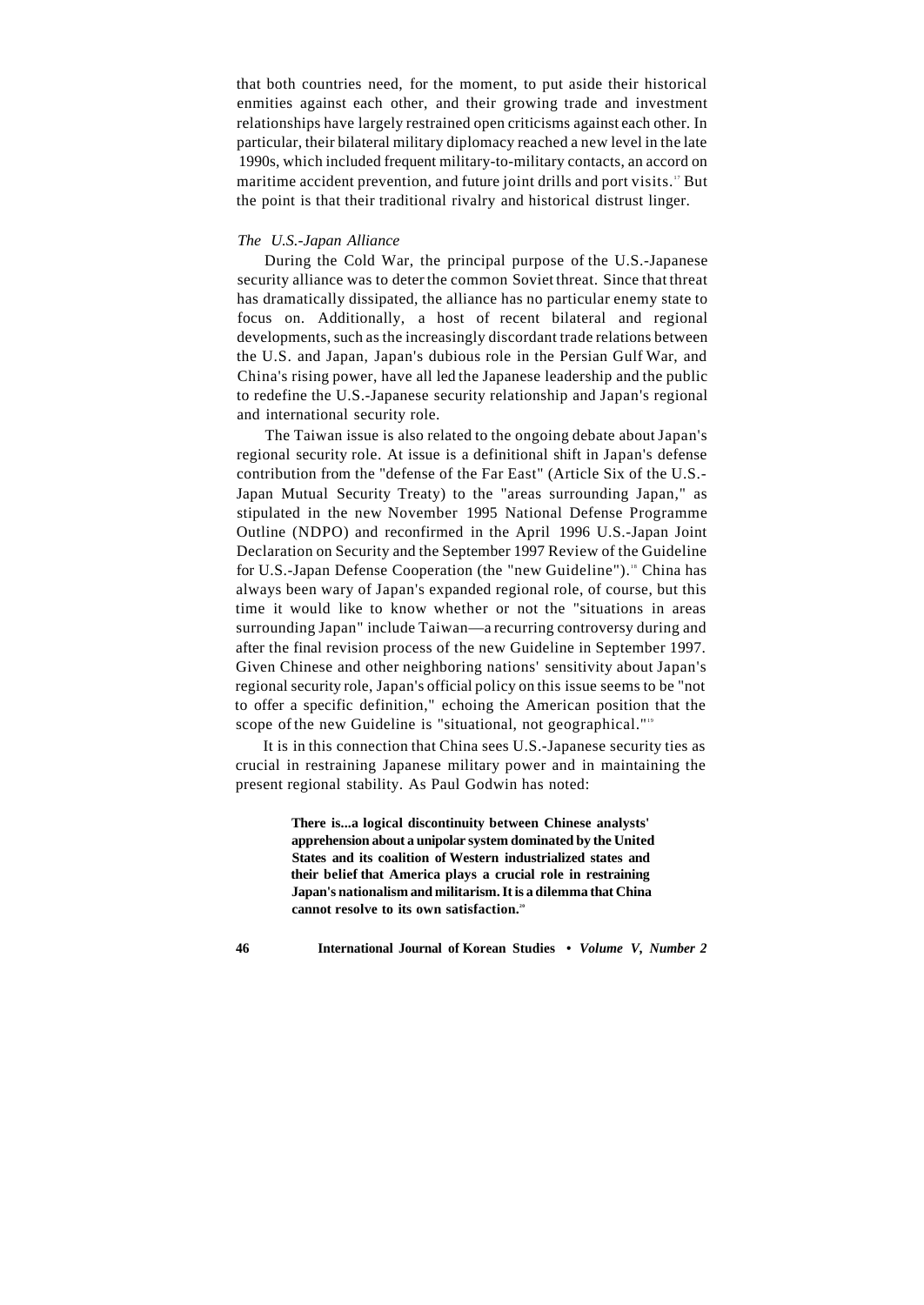that both countries need, for the moment, to put aside their historical enmities against each other, and their growing trade and investment relationships have largely restrained open criticisms against each other. In particular, their bilateral military diplomacy reached a new level in the late 1990s, which included frequent military-to-military contacts, an accord on maritime accident prevention, and future joint drills and port visits.[17] But the point is that their traditional rivalry and historical distrust linger.

*The U.S.-Japan Alliance*

During the Cold War, the principal purpose of the U.S.-Japanese security alliance was to deter the common Soviet threat. Since that threat has dramatically dissipated, the alliance has no particular enemy state to focus on. Additionally, a host of recent bilateral and regional developments, such as the increasingly discordant trade relations between the U.S. and Japan, Japan's dubious role in the Persian Gulf War, and China's rising power, have all led the Japanese leadership and the public to redefine the U.S.-Japanese security relationship and Japan's regional and international security role.

The Taiwan issue is also related to the ongoing debate about Japan's regional security role. At issue is a definitional shift in Japan's defense contribution from the "defense of the Far East" (Article Six of the U.S.-Japan Mutual Security Treaty) to the "areas surrounding Japan," as stipulated in the new November 1995 National Defense Programme Outline (NDPO) and reconfirmed in the April 1996 U.S.-Japan Joint Declaration on Security and the September 1997 Review of the Guideline for U.S.-Japan Defense Cooperation (the "new Guideline").[18] China has always been wary of Japan's expanded regional role, of course, but this time it would like to know whether or not the "situations in areas surrounding Japan" include Taiwan—a recurring controversy during and after the final revision process of the new Guideline in September 1997. Given Chinese and other neighboring nations' sensitivity about Japan's regional security role, Japan's official policy on this issue seems to be "not to offer a specific definition," echoing the American position that the scope of the new Guideline is "situational, not geographical."[19]

It is in this connection that China sees U.S.-Japanese security ties as crucial in restraining Japanese military power and in maintaining the present regional stability. As Paul Godwin has noted:

> **There is...a logical discontinuity between Chinese analysts' apprehension about a unipolar system dominated by the United States and its coalition of Western industrialized states and their belief that America plays a crucial role in restraining Japan's nationalism and militarism. It is a dilemma that China cannot resolve to its own satisfaction.**[20]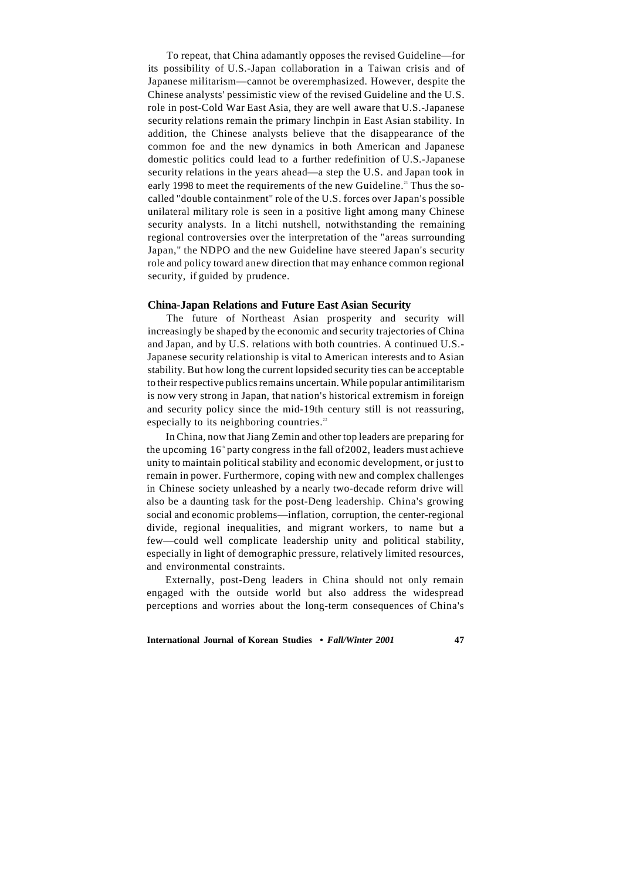To repeat, that China adamantly opposes the revised Guideline—for its possibility of U.S.-Japan collaboration in a Taiwan crisis and of Japanese militarism—cannot be overemphasized. However, despite the Chinese analysts' pessimistic view of the revised Guideline and the U.S. role in post-Cold War East Asia, they are well aware that U.S.-Japanese security relations remain the primary linchpin in East Asian stability. In addition, the Chinese analysts believe that the disappearance of the common foe and the new dynamics in both American and Japanese domestic politics could lead to a further redefinition of U.S.-Japanese security relations in the years ahead—a step the U.S. and Japan took in early 1998 to meet the requirements of the new Guideline.[21] Thus the so-called "double containment" role of the U.S. forces over Japan's possible unilateral military role is seen in a positive light among many Chinese security analysts. In a litchi nutshell, notwithstanding the remaining regional controversies over the interpretation of the "areas surrounding Japan," the NDPO and the new Guideline have steered Japan's security role and policy toward anew direction that may enhance common regional security, if guided by prudence.

## China-Japan Relations and Future East Asian Security

The future of Northeast Asian prosperity and security will increasingly be shaped by the economic and security trajectories of China and Japan, and by U.S. relations with both countries. A continued U.S.-Japanese security relationship is vital to American interests and to Asian stability. But how long the current lopsided security ties can be acceptable to their respective publics remains uncertain. While popular antimilitarism is now very strong in Japan, that nation's historical extremism in foreign and security policy since the mid-19th century still is not reassuring, especially to its neighboring countries.[22]

In China, now that Jiang Zemin and other top leaders are preparing for the upcoming 16th party congress in the fall of2002, leaders must achieve unity to maintain political stability and economic development, or just to remain in power. Furthermore, coping with new and complex challenges in Chinese society unleashed by a nearly two-decade reform drive will also be a daunting task for the post-Deng leadership. China's growing social and economic problems—inflation, corruption, the center-regional divide, regional inequalities, and migrant workers, to name but a few—could well complicate leadership unity and political stability, especially in light of demographic pressure, relatively limited resources, and environmental constraints.

Externally, post-Deng leaders in China should not only remain engaged with the outside world but also address the widespread perceptions and worries about the long-term consequences of China's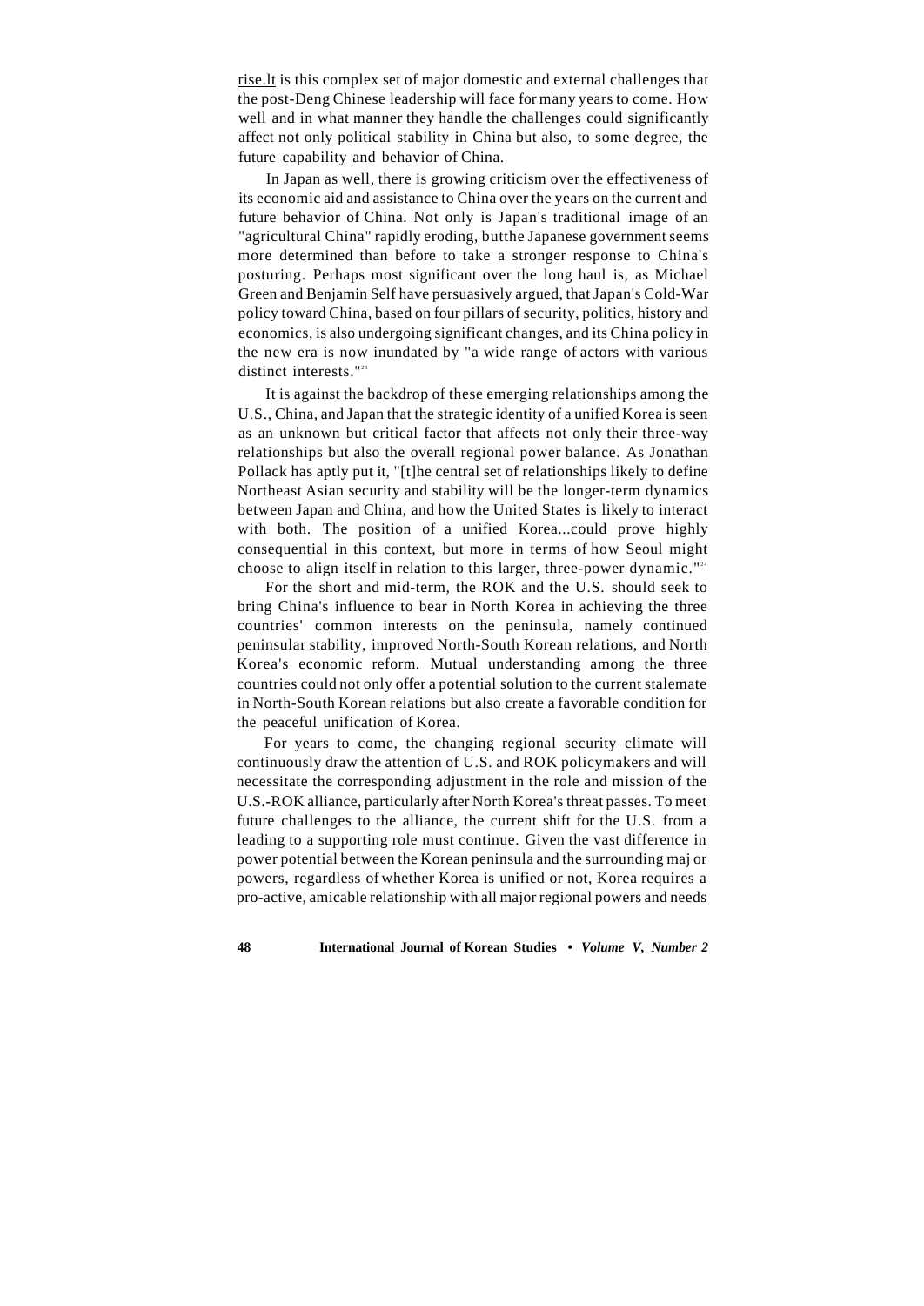rise. It is this complex set of major domestic and external challenges that the post-Deng Chinese leadership will face for many years to come. How well and in what manner they handle the challenges could significantly affect not only political stability in China but also, to some degree, the future capability and behavior of China.

In Japan as well, there is growing criticism over the effectiveness of its economic aid and assistance to China over the years on the current and future behavior of China. Not only is Japan's traditional image of an "agricultural China" rapidly eroding, but the Japanese government seems more determined than before to take a stronger response to China's posturing. Perhaps most significant over the long haul is, as Michael Green and Benjamin Self have persuasively argued, that Japan's Cold-War policy toward China, based on four pillars of security, politics, history and economics, is also undergoing significant changes, and its China policy in the new era is now inundated by "a wide range of actors with various distinct interests."[23]

It is against the backdrop of these emerging relationships among the U.S., China, and Japan that the strategic identity of a unified Korea is seen as an unknown but critical factor that affects not only their three-way relationships but also the overall regional power balance. As Jonathan Pollack has aptly put it, "[t]he central set of relationships likely to define Northeast Asian security and stability will be the longer-term dynamics between Japan and China, and how the United States is likely to interact with both. The position of a unified Korea...could prove highly consequential in this context, but more in terms of how Seoul might choose to align itself in relation to this larger, three-power dynamic."[24]

For the short and mid-term, the ROK and the U.S. should seek to bring China's influence to bear in North Korea in achieving the three countries' common interests on the peninsula, namely continued peninsular stability, improved North-South Korean relations, and North Korea's economic reform. Mutual understanding among the three countries could not only offer a potential solution to the current stalemate in North-South Korean relations but also create a favorable condition for the peaceful unification of Korea.

For years to come, the changing regional security climate will continuously draw the attention of U.S. and ROK policymakers and will necessitate the corresponding adjustment in the role and mission of the U.S.-ROK alliance, particularly after North Korea's threat passes. To meet future challenges to the alliance, the current shift for the U.S. from a leading to a supporting role must continue. Given the vast difference in power potential between the Korean peninsula and the surrounding major powers, regardless of whether Korea is unified or not, Korea requires a pro-active, amicable relationship with all major regional powers and needs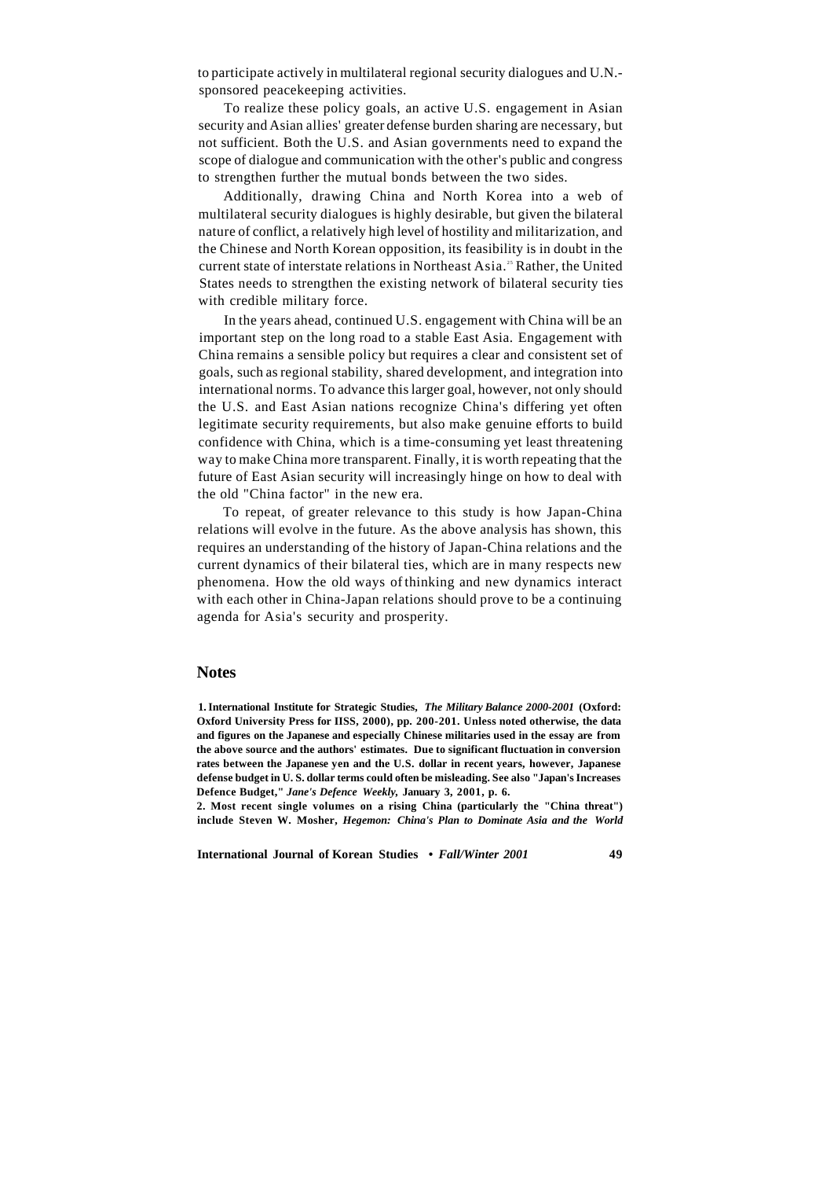to participate actively in multilateral regional security dialogues and U.N.-sponsored peacekeeping activities.

To realize these policy goals, an active U.S. engagement in Asian security and Asian allies' greater defense burden sharing are necessary, but not sufficient. Both the U.S. and Asian governments need to expand the scope of dialogue and communication with the other's public and congress to strengthen further the mutual bonds between the two sides.

Additionally, drawing China and North Korea into a web of multilateral security dialogues is highly desirable, but given the bilateral nature of conflict, a relatively high level of hostility and militarization, and the Chinese and North Korean opposition, its feasibility is in doubt in the current state of interstate relations in Northeast Asia.[25] Rather, the United States needs to strengthen the existing network of bilateral security ties with credible military force.

In the years ahead, continued U.S. engagement with China will be an important step on the long road to a stable East Asia. Engagement with China remains a sensible policy but requires a clear and consistent set of goals, such as regional stability, shared development, and integration into international norms. To advance this larger goal, however, not only should the U.S. and East Asian nations recognize China's differing yet often legitimate security requirements, but also make genuine efforts to build confidence with China, which is a time-consuming yet least threatening way to make China more transparent. Finally, it is worth repeating that the future of East Asian security will increasingly hinge on how to deal with the old "China factor" in the new era.

To repeat, of greater relevance to this study is how Japan-China relations will evolve in the future. As the above analysis has shown, this requires an understanding of the history of Japan-China relations and the current dynamics of their bilateral ties, which are in many respects new phenomena. How the old ways of thinking and new dynamics interact with each other in China-Japan relations should prove to be a continuing agenda for Asia's security and prosperity.

## Notes

**1. International Institute for Strategic Studies, *The Military Balance 2000-2001* (Oxford: Oxford University Press for IISS, 2000), pp. 200-201. Unless noted otherwise, the data and figures on the Japanese and especially Chinese militaries used in the essay are from the above source and the authors' estimates. Due to significant fluctuation in conversion rates between the Japanese yen and the U.S. dollar in recent years, however, Japanese defense budget in U. S. dollar terms could often be misleading. See also "Japan's Increases Defence Budget," *Jane's Defence Weekly,* January 3, 2001, p. 6.**

**2. Most recent single volumes on a rising China (particularly the "China threat") include Steven W. Mosher, *Hegemon: China's Plan to Dominate Asia and the World***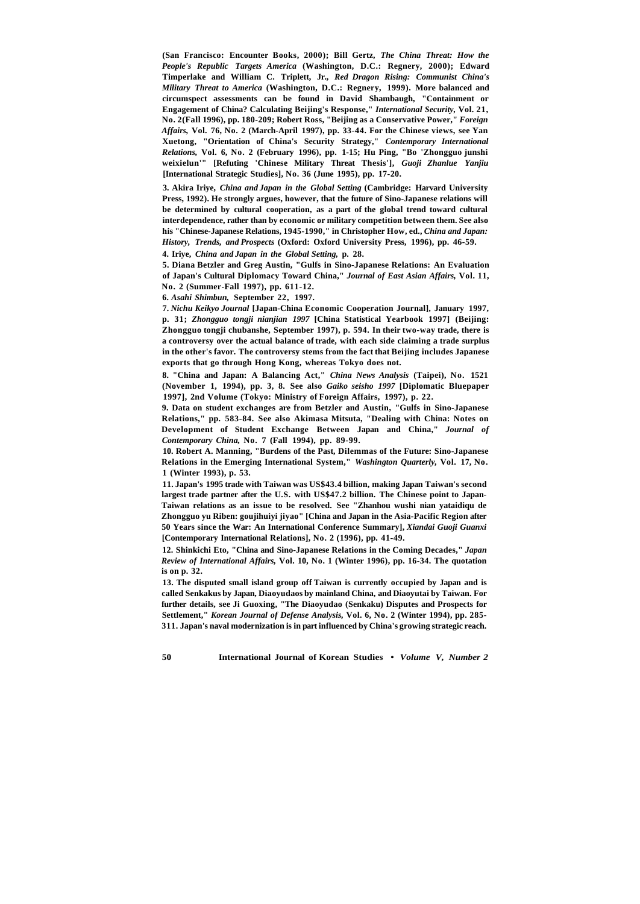(San Francisco: Encounter Books, 2000); Bill Gertz, *The China Threat: How the People's Republic Targets America* (Washington, D.C.: Regnery, 2000); Edward Timperlake and William C. Triplett, Jr., *Red Dragon Rising: Communist China's Military Threat to America* (Washington, D.C.: Regnery, 1999). More balanced and circumspect assessments can be found in David Shambaugh, "Containment or Engagement of China? Calculating Beijing's Response," *International Security*, Vol. 21, No. 2(Fall 1996), pp. 180-209; Robert Ross, "Beijing as a Conservative Power," *Foreign Affairs*, Vol. 76, No. 2 (March-April 1997), pp. 33-44. For the Chinese views, see Yan Xuetong, "Orientation of China's Security Strategy," *Contemporary International Relations*, Vol. 6, No. 2 (February 1996), pp. 1-15; Hu Ping, "Bo 'Zhongguo junshi weixielun'" [Refuting 'Chinese Military Threat Thesis'], *Guoji Zhanlue Yanjiu* [International Strategic Studies], No. 36 (June 1995), pp. 17-20.

3. Akira Iriye, *China and Japan in the Global Setting* (Cambridge: Harvard University Press, 1992). He strongly argues, however, that the future of Sino-Japanese relations will be determined by cultural cooperation, as a part of the global trend toward cultural interdependence, rather than by economic or military competition between them. See also his "Chinese-Japanese Relations, 1945-1990," in Christopher How, ed., *China and Japan: History, Trends, and Prospects* (Oxford: Oxford University Press, 1996), pp. 46-59.

4. Iriye, *China and Japan in the Global Setting*, p. 28.

5. Diana Betzler and Greg Austin, "Gulfs in Sino-Japanese Relations: An Evaluation of Japan's Cultural Diplomacy Toward China," *Journal of East Asian Affairs*, Vol. 11, No. 2 (Summer-Fall 1997), pp. 611-12.

6. *Asahi Shimbun*, September 22, 1997.

7. *Nichu Keikyo Journal* [Japan-China Economic Cooperation Journal], January 1997, p. 31; *Zhongguo tongji nianjian 1997* [China Statistical Yearbook 1997] (Beijing: Zhongguo tongji chubanshe, September 1997), p. 594. In their two-way trade, there is a controversy over the actual balance of trade, with each side claiming a trade surplus in the other's favor. The controversy stems from the fact that Beijing includes Japanese exports that go through Hong Kong, whereas Tokyo does not.

8. "China and Japan: A Balancing Act," *China News Analysis* (Taipei), No. 1521 (November 1, 1994), pp. 3, 8. See also *Gaiko seisho 1997* [Diplomatic Bluepaper 1997], 2nd Volume (Tokyo: Ministry of Foreign Affairs, 1997), p. 22.

9. Data on student exchanges are from Betzler and Austin, "Gulfs in Sino-Japanese Relations," pp. 583-84. See also Akimasa Mitsuta, "Dealing with China: Notes on Development of Student Exchange Between Japan and China," *Journal of Contemporary China*, No. 7 (Fall 1994), pp. 89-99.

10. Robert A. Manning, "Burdens of the Past, Dilemmas of the Future: Sino-Japanese Relations in the Emerging International System," *Washington Quarterly*, Vol. 17, No. 1 (Winter 1993), p. 53.

11. Japan's 1995 trade with Taiwan was US$43.4 billion, making Japan Taiwan's second largest trade partner after the U.S. with US$47.2 billion. The Chinese point to Japan-Taiwan relations as an issue to be resolved. See "Zhanhou wushi nian yataidiqu de Zhongguo yu Riben: goujihuiyi jiyao" [China and Japan in the Asia-Pacific Region after 50 Years since the War: An International Conference Summary], *Xiandai Guoji Guanxi* [Contemporary International Relations], No. 2 (1996), pp. 41-49.

12. Shinkichi Eto, "China and Sino-Japanese Relations in the Coming Decades," *Japan Review of International Affairs*, Vol. 10, No. 1 (Winter 1996), pp. 16-34. The quotation is on p. 32.

13. The disputed small island group off Taiwan is currently occupied by Japan and is called Senkakus by Japan, Diaoyudaos by mainland China, and Diaoyutai by Taiwan. For further details, see Ji Guoxing, "The Diaoyudao (Senkaku) Disputes and Prospects for Settlement," *Korean Journal of Defense Analysis*, Vol. 6, No. 2 (Winter 1994), pp. 285-311. Japan's naval modernization is in part influenced by China's growing strategic reach.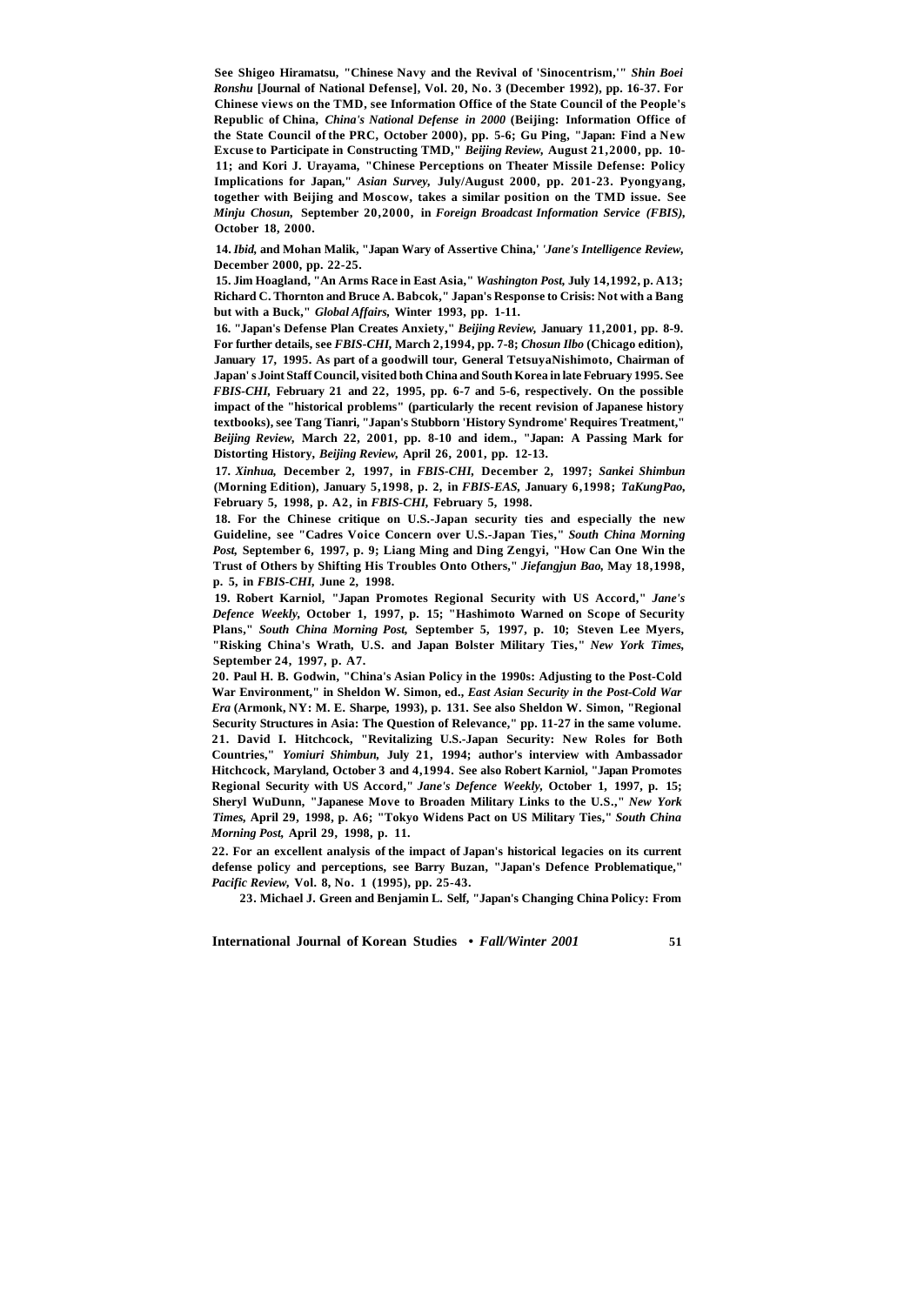See Shigeo Hiramatsu, "Chinese Navy and the Revival of 'Sinocentrism,'" *Shin Boei Ronshu* [Journal of National Defense], Vol. 20, No. 3 (December 1992), pp. 16-37. For Chinese views on the TMD, see Information Office of the State Council of the People's Republic of China, *China's National Defense in 2000* (Beijing: Information Office of the State Council of the PRC, October 2000), pp. 5-6; Gu Ping, "Japan: Find a New Excuse to Participate in Constructing TMD," *Beijing Review,* August 21,2000, pp. 10-11; and Kori J. Urayama, "Chinese Perceptions on Theater Missile Defense: Policy Implications for Japan," *Asian Survey,* July/August 2000, pp. 201-23. Pyongyang, together with Beijing and Moscow, takes a similar position on the TMD issue. See *Minju Chosun,* September 20,2000, in *Foreign Broadcast Information Service (FBIS),* October 18, 2000.

14. *Ibid,* and Mohan Malik, "Japan Wary of Assertive China,' *'Jane's Intelligence Review,* December 2000, pp. 22-25.

15. Jim Hoagland, "An Arms Race in East Asia," *Washington Post,* July 14,1992, p. A13; Richard C. Thornton and Bruce A. Babcock," Japan's Response to Crisis: Not with a Bang but with a Buck," *Global Affairs,* Winter 1993, pp. 1-11.

16. "Japan's Defense Plan Creates Anxiety," *Beijing Review,* January 11,2001, pp. 8-9. For further details, see *FBIS-CHI,* March 2,1994, pp. 7-8; *Chosun Ilbo* (Chicago edition), January 17, 1995. As part of a goodwill tour, General TetsuyaNishimoto, Chairman of Japan' s Joint Staff Council, visited both China and South Korea in late February 1995. See *FBIS-CHI,* February 21 and 22, 1995, pp. 6-7 and 5-6, respectively. On the possible impact of the "historical problems" (particularly the recent revision of Japanese history textbooks), see Tang Tianri, "Japan's Stubborn 'History Syndrome' Requires Treatment," *Beijing Review,* March 22, 2001, pp. 8-10 and idem., "Japan: A Passing Mark for Distorting History, *Beijing Review,* April 26, 2001, pp. 12-13.

17. *Xinhua,* December 2, 1997, in *FBIS-CHI,* December 2, 1997; *Sankei Shimbun* (Morning Edition), January 5,1998, p. 2, in *FBIS-EAS,* January 6,1998; *TaKungPao,* February 5, 1998, p. A2, in *FBIS-CHI,* February 5, 1998.

18. For the Chinese critique on U.S.-Japan security ties and especially the new Guideline, see "Cadres Voice Concern over U.S.-Japan Ties," *South China Morning Post,* September 6, 1997, p. 9; Liang Ming and Ding Zengyi, "How Can One Win the Trust of Others by Shifting His Troubles Onto Others," *Jiefangjun Bao,* May 18,1998, p. 5, in *FBIS-CHI,* June 2, 1998.

19. Robert Karniol, "Japan Promotes Regional Security with US Accord," *Jane's Defence Weekly,* October 1, 1997, p. 15; "Hashimoto Warned on Scope of Security Plans," *South China Morning Post,* September 5, 1997, p. 10; Steven Lee Myers, "Risking China's Wrath, U.S. and Japan Bolster Military Ties," *New York Times,* September 24, 1997, p. A7.

20. Paul H. B. Godwin, "China's Asian Policy in the 1990s: Adjusting to the Post-Cold War Environment," in Sheldon W. Simon, ed., *East Asian Security in the Post-Cold War Era* (Armonk, NY: M. E. Sharpe, 1993), p. 131. See also Sheldon W. Simon, "Regional Security Structures in Asia: The Question of Relevance," pp. 11-27 in the same volume.

21. David I. Hitchcock, "Revitalizing U.S.-Japan Security: New Roles for Both Countries," *Yomiuri Shimbun,* July 21, 1994; author's interview with Ambassador Hitchcock, Maryland, October 3 and 4,1994. See also Robert Karniol, "Japan Promotes Regional Security with US Accord," *Jane's Defence Weekly,* October 1, 1997, p. 15; Sheryl WuDunn, "Japanese Move to Broaden Military Links to the U.S.," *New York Times,* April 29, 1998, p. A6; "Tokyo Widens Pact on US Military Ties," *South China Morning Post,* April 29, 1998, p. 11.

22. For an excellent analysis of the impact of Japan's historical legacies on its current defense policy and perceptions, see Barry Buzan, "Japan's Defence Problematique," *Pacific Review,* Vol. 8, No. 1 (1995), pp. 25-43.

23. Michael J. Green and Benjamin L. Self, "Japan's Changing China Policy: From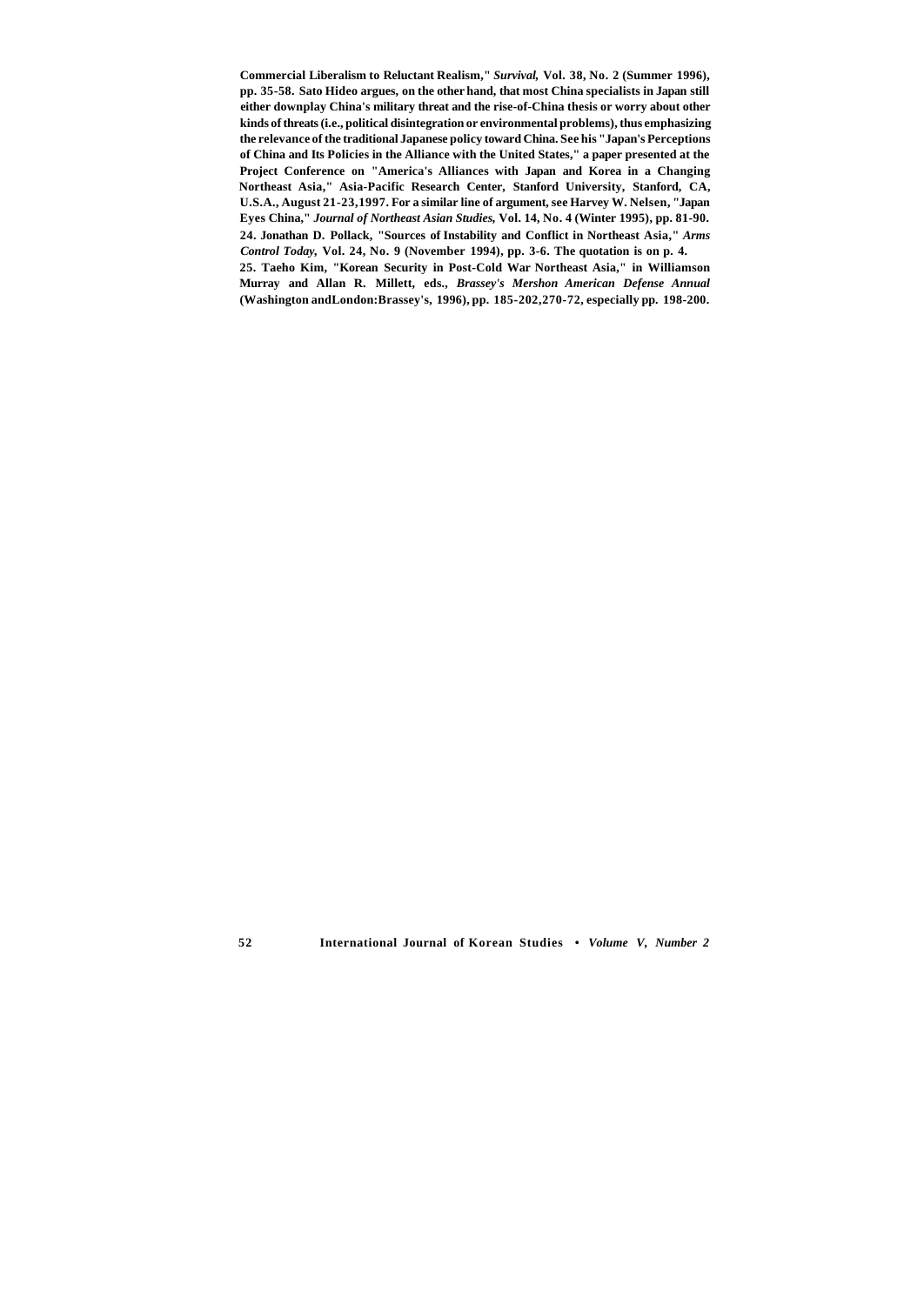Commercial Liberalism to Reluctant Realism," *Survival,* Vol. 38, No. 2 (Summer 1996), pp. 35-58. Sato Hideo argues, on the other hand, that most China specialists in Japan still either downplay China's military threat and the rise-of-China thesis or worry about other kinds of threats (i.e., political disintegration or environmental problems), thus emphasizing the relevance of the traditional Japanese policy toward China. See his "Japan's Perceptions of China and Its Policies in the Alliance with the United States," a paper presented at the Project Conference on "America's Alliances with Japan and Korea in a Changing Northeast Asia," Asia-Pacific Research Center, Stanford University, Stanford, CA, U.S.A., August 21-23,1997. For a similar line of argument, see Harvey W. Nelsen, "Japan Eyes China," *Journal of Northeast Asian Studies,* Vol. 14, No. 4 (Winter 1995), pp. 81-90.

24. Jonathan D. Pollack, "Sources of Instability and Conflict in Northeast Asia," *Arms Control Today,* Vol. 24, No. 9 (November 1994), pp. 3-6. The quotation is on p. 4.

25. Taeho Kim, "Korean Security in Post-Cold War Northeast Asia," in Williamson Murray and Allan R. Millett, eds., *Brassey's Mershon American Defense Annual* (Washington andLondon:Brassey's, 1996), pp. 185-202,270-72, especially pp. 198-200.